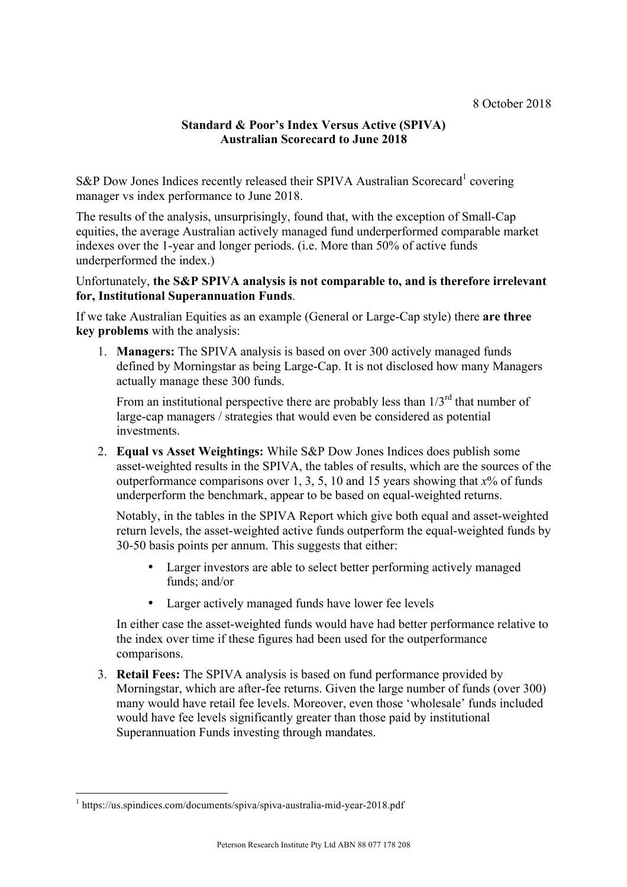8 October 2018

**Standard & Poor's Index Versus Active (SPIVA)**
**Australian Scorecard to June 2018**

S&P Dow Jones Indices recently released their SPIVA Australian Scorecard[1] covering manager vs index performance to June 2018.

The results of the analysis, unsurprisingly, found that, with the exception of Small-Cap equities, the average Australian actively managed fund underperformed comparable market indexes over the 1-year and longer periods. (i.e. More than 50% of active funds underperformed the index.)

Unfortunately, **the S&P SPIVA analysis is not comparable to, and is therefore irrelevant for, Institutional Superannuation Funds**.

If we take Australian Equities as an example (General or Large-Cap style) there **are three key problems** with the analysis:

1. **Managers:** The SPIVA analysis is based on over 300 actively managed funds defined by Morningstar as being Large-Cap. It is not disclosed how many Managers actually manage these 300 funds.

   From an institutional perspective there are probably less than 1/3rd that number of large-cap managers / strategies that would even be considered as potential investments.

2. **Equal vs Asset Weightings:** While S&P Dow Jones Indices does publish some asset-weighted results in the SPIVA, the tables of results, which are the sources of the outperformance comparisons over 1, 3, 5, 10 and 15 years showing that *x*% of funds underperform the benchmark, appear to be based on equal-weighted returns.

   Notably, in the tables in the SPIVA Report which give both equal and asset-weighted return levels, the asset-weighted active funds outperform the equal-weighted funds by 30-50 basis points per annum. This suggests that either:

   - Larger investors are able to select better performing actively managed funds; and/or
   - Larger actively managed funds have lower fee levels

   In either case the asset-weighted funds would have had better performance relative to the index over time if these figures had been used for the outperformance comparisons.

3. **Retail Fees:** The SPIVA analysis is based on fund performance provided by Morningstar, which are after-fee returns. Given the large number of funds (over 300) many would have retail fee levels. Moreover, even those 'wholesale' funds included would have fee levels significantly greater than those paid by institutional Superannuation Funds investing through mandates.

[1] https://us.spindices.com/documents/spiva/spiva-australia-mid-year-2018.pdf

Peterson Research Institute Pty Ltd ABN 88 077 178 208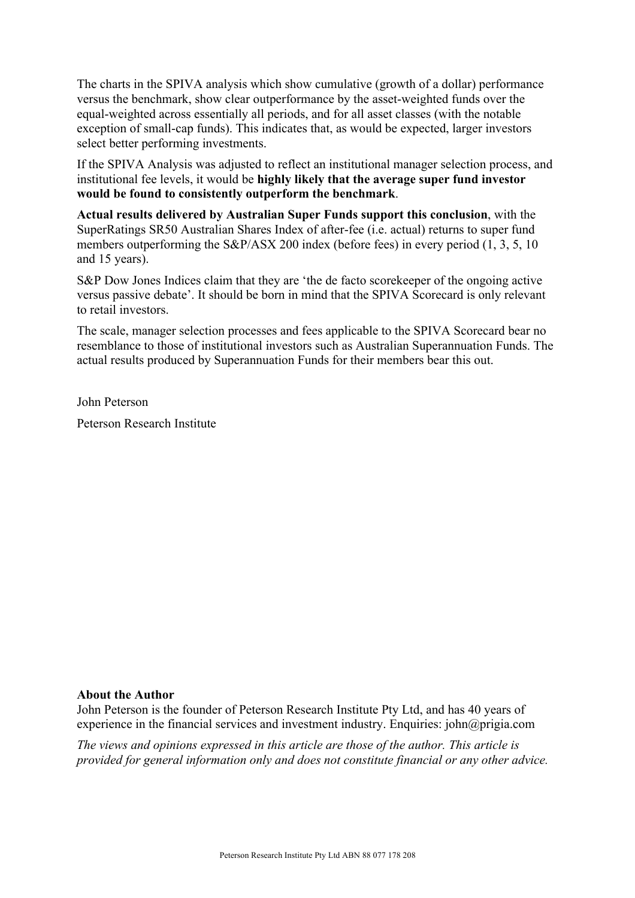The charts in the SPIVA analysis which show cumulative (growth of a dollar) performance versus the benchmark, show clear outperformance by the asset-weighted funds over the equal-weighted across essentially all periods, and for all asset classes (with the notable exception of small-cap funds). This indicates that, as would be expected, larger investors select better performing investments.

If the SPIVA Analysis was adjusted to reflect an institutional manager selection process, and institutional fee levels, it would be **highly likely that the average super fund investor would be found to consistently outperform the benchmark**.

**Actual results delivered by Australian Super Funds support this conclusion**, with the SuperRatings SR50 Australian Shares Index of after-fee (i.e. actual) returns to super fund members outperforming the S&P/ASX 200 index (before fees) in every period (1, 3, 5, 10 and 15 years).

S&P Dow Jones Indices claim that they are 'the de facto scorekeeper of the ongoing active versus passive debate'. It should be born in mind that the SPIVA Scorecard is only relevant to retail investors.

The scale, manager selection processes and fees applicable to the SPIVA Scorecard bear no resemblance to those of institutional investors such as Australian Superannuation Funds. The actual results produced by Superannuation Funds for their members bear this out.

John Peterson

Peterson Research Institute

**About the Author**
John Peterson is the founder of Peterson Research Institute Pty Ltd, and has 40 years of experience in the financial services and investment industry. Enquiries: john@prigia.com

*The views and opinions expressed in this article are those of the author. This article is provided for general information only and does not constitute financial or any other advice.*

Peterson Research Institute Pty Ltd ABN 88 077 178 208